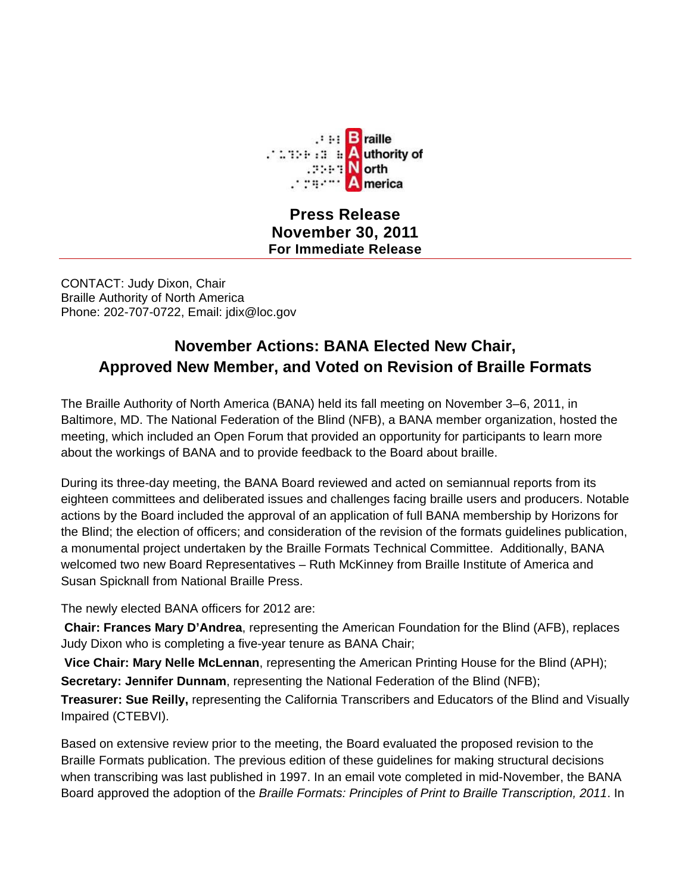**B**raille
**A**uthority of
**N**orth
**A**merica

**Press Release**
**November 30, 2011**
**For Immediate Release**

---

CONTACT: Judy Dixon, Chair
Braille Authority of North America
Phone: 202-707-0722, Email: jdix@loc.gov

# November Actions: BANA Elected New Chair, Approved New Member, and Voted on Revision of Braille Formats

The Braille Authority of North America (BANA) held its fall meeting on November 3–6, 2011, in Baltimore, MD. The National Federation of the Blind (NFB), a BANA member organization, hosted the meeting, which included an Open Forum that provided an opportunity for participants to learn more about the workings of BANA and to provide feedback to the Board about braille.

During its three-day meeting, the BANA Board reviewed and acted on semiannual reports from its eighteen committees and deliberated issues and challenges facing braille users and producers. Notable actions by the Board included the approval of an application of full BANA membership by Horizons for the Blind; the election of officers; and consideration of the revision of the formats guidelines publication, a monumental project undertaken by the Braille Formats Technical Committee. Additionally, BANA welcomed two new Board Representatives – Ruth McKinney from Braille Institute of America and Susan Spicknall from National Braille Press.

The newly elected BANA officers for 2012 are:

**Chair: Frances Mary D'Andrea**, representing the American Foundation for the Blind (AFB), replaces Judy Dixon who is completing a five-year tenure as BANA Chair;

**Vice Chair: Mary Nelle McLennan**, representing the American Printing House for the Blind (APH);

**Secretary: Jennifer Dunnam**, representing the National Federation of the Blind (NFB);

**Treasurer: Sue Reilly,** representing the California Transcribers and Educators of the Blind and Visually Impaired (CTEBVI).

Based on extensive review prior to the meeting, the Board evaluated the proposed revision to the Braille Formats publication. The previous edition of these guidelines for making structural decisions when transcribing was last published in 1997. In an email vote completed in mid-November, the BANA Board approved the adoption of the *Braille Formats: Principles of Print to Braille Transcription, 2011*. In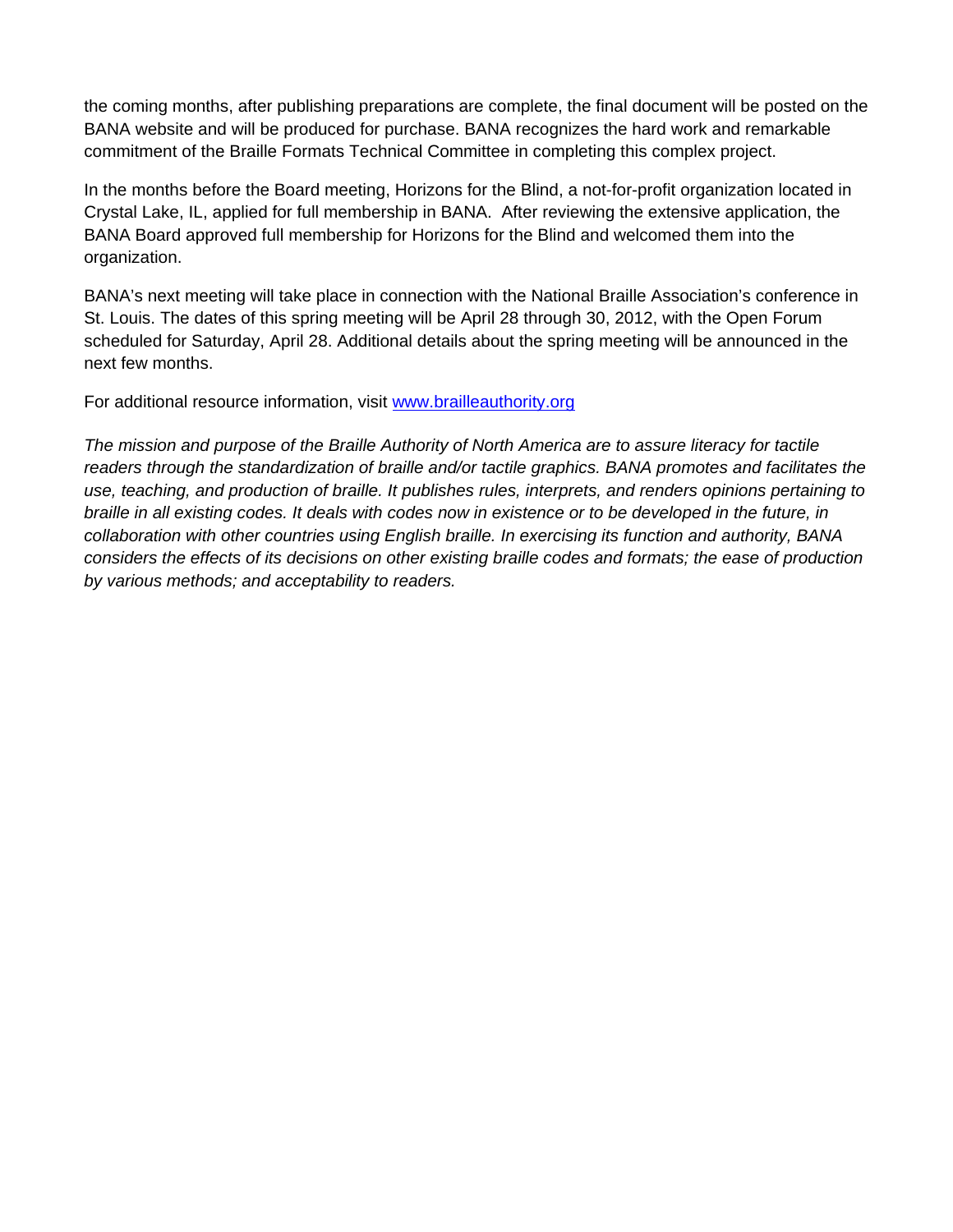the coming months, after publishing preparations are complete, the final document will be posted on the BANA website and will be produced for purchase. BANA recognizes the hard work and remarkable commitment of the Braille Formats Technical Committee in completing this complex project.

In the months before the Board meeting, Horizons for the Blind, a not-for-profit organization located in Crystal Lake, IL, applied for full membership in BANA. After reviewing the extensive application, the BANA Board approved full membership for Horizons for the Blind and welcomed them into the organization.

BANA's next meeting will take place in connection with the National Braille Association's conference in St. Louis. The dates of this spring meeting will be April 28 through 30, 2012, with the Open Forum scheduled for Saturday, April 28. Additional details about the spring meeting will be announced in the next few months.

For additional resource information, visit [www.brailleauthority.org](http://www.brailleauthority.org)

*The mission and purpose of the Braille Authority of North America are to assure literacy for tactile readers through the standardization of braille and/or tactile graphics. BANA promotes and facilitates the use, teaching, and production of braille. It publishes rules, interprets, and renders opinions pertaining to braille in all existing codes. It deals with codes now in existence or to be developed in the future, in collaboration with other countries using English braille. In exercising its function and authority, BANA considers the effects of its decisions on other existing braille codes and formats; the ease of production by various methods; and acceptability to readers.*